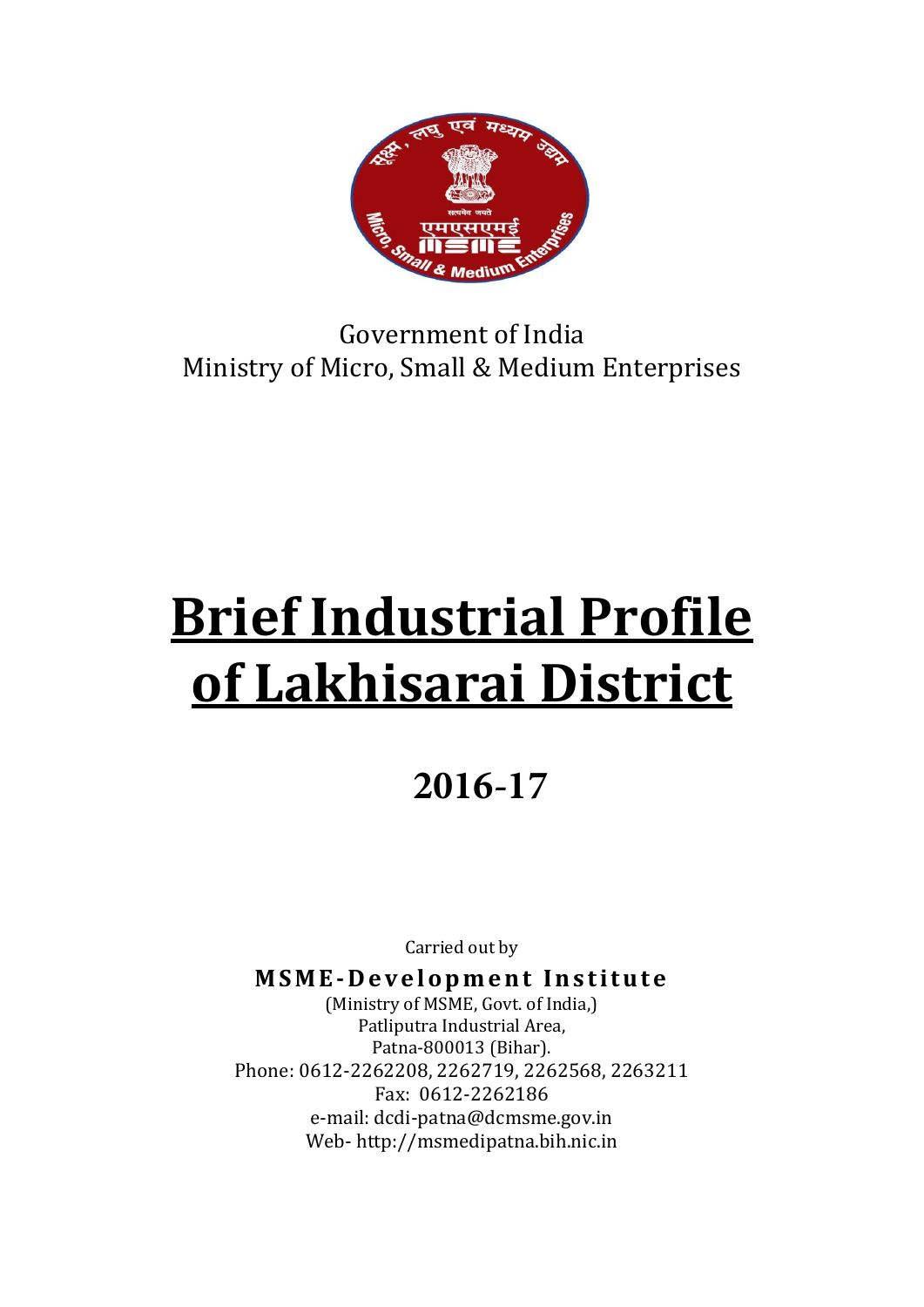Government of India
Ministry of Micro, Small & Medium Enterprises

# Brief Industrial Profile of Lakhisarai District

## 2016-17

Carried out by

**MSME-Development Institute**

(Ministry of MSME, Govt. of India,)
Patliputra Industrial Area,
Patna-800013 (Bihar).
Phone: 0612-2262208, 2262719, 2262568, 2263211
Fax: 0612-2262186
e-mail: dcdi-patna@dcmsme.gov.in
Web- http://msmedipatna.bih.nic.in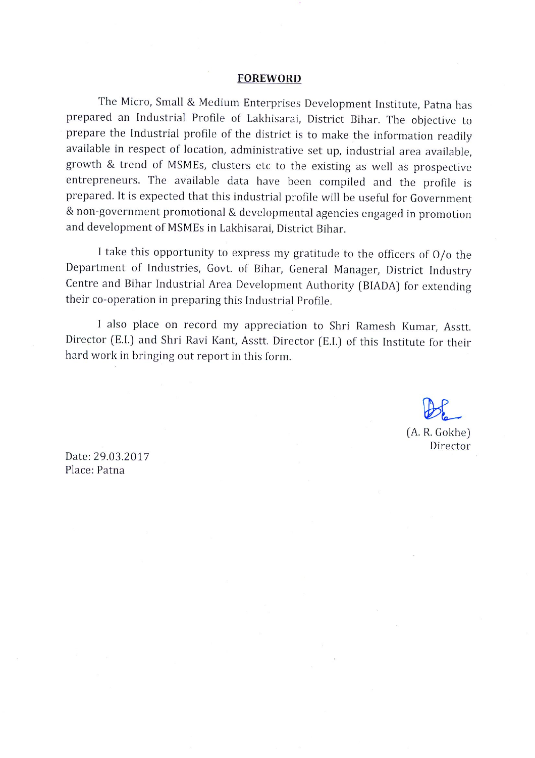# FOREWORD

The Micro, Small & Medium Enterprises Development Institute, Patna has prepared an Industrial Profile of Lakhisarai, District Bihar. The objective to prepare the Industrial profile of the district is to make the information readily available in respect of location, administrative set up, industrial area available, growth & trend of MSMEs, clusters etc to the existing as well as prospective entrepreneurs. The available data have been compiled and the profile is prepared. It is expected that this industrial profile will be useful for Government & non-government promotional & developmental agencies engaged in promotion and development of MSMEs in Lakhisarai, District Bihar.

I take this opportunity to express my gratitude to the officers of O/o the Department of Industries, Govt. of Bihar, General Manager, District Industry Centre and Bihar Industrial Area Development Authority (BIADA) for extending their co-operation in preparing this Industrial Profile.

I also place on record my appreciation to Shri Ramesh Kumar, Asstt. Director (E.I.) and Shri Ravi Kant, Asstt. Director (E.I.) of this Institute for their hard work in bringing out report in this form.

(A. R. Gokhe)
Director

Date: 29.03.2017
Place: Patna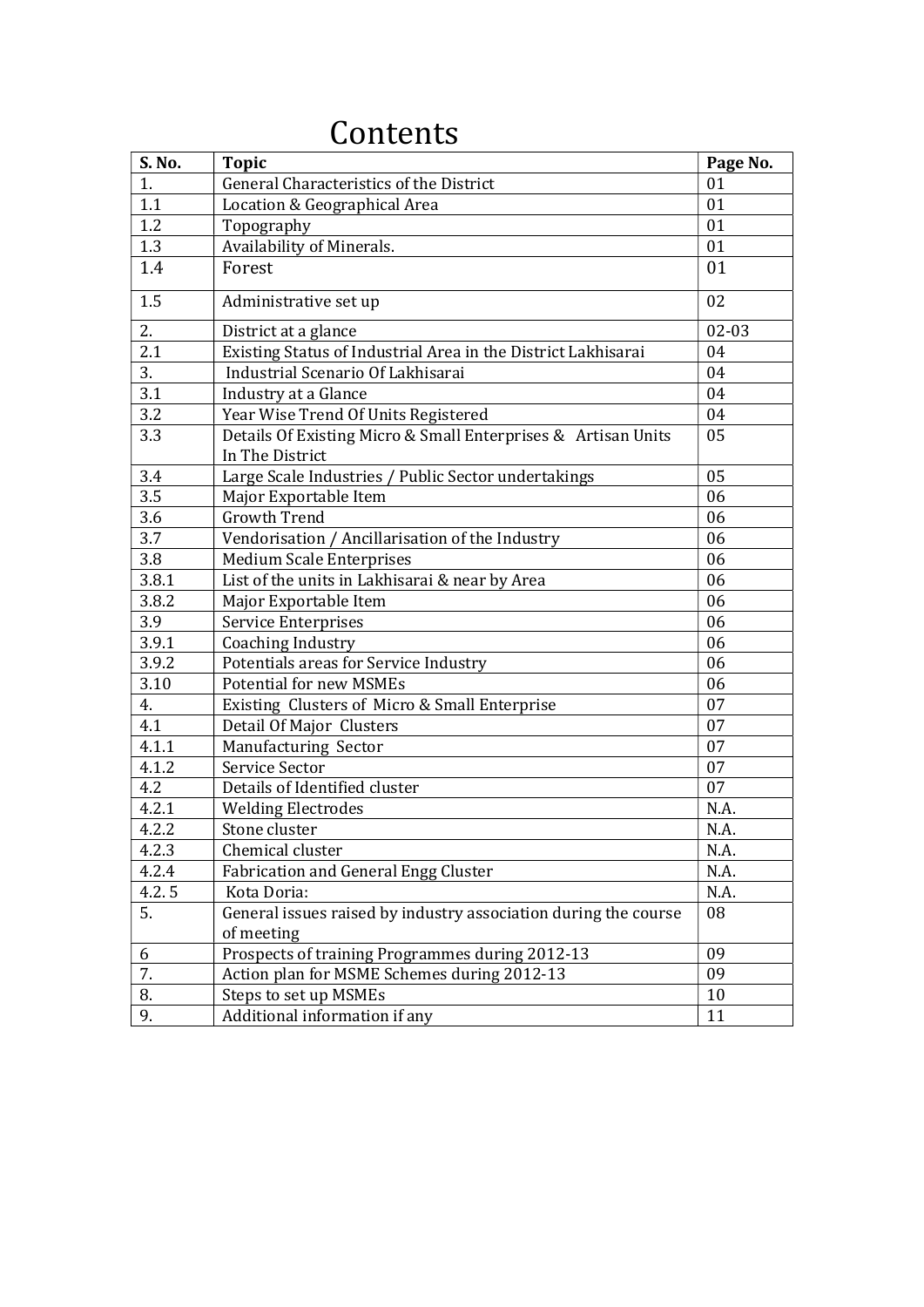# Contents

| S. No. | Topic | Page No. |
|---|---|---|
| 1. | General Characteristics of the District | 01 |
| 1.1 | Location & Geographical Area | 01 |
| 1.2 | Topography | 01 |
| 1.3 | Availability of Minerals. | 01 |
| 1.4 | Forest | 01 |
| 1.5 | Administrative set up | 02 |
| 2. | District at a glance | 02-03 |
| 2.1 | Existing Status of Industrial Area in the District Lakhisarai | 04 |
| 3. | Industrial Scenario Of Lakhisarai | 04 |
| 3.1 | Industry at a Glance | 04 |
| 3.2 | Year Wise Trend Of Units Registered | 04 |
| 3.3 | Details Of Existing Micro & Small Enterprises & Artisan Units In The District | 05 |
| 3.4 | Large Scale Industries / Public Sector undertakings | 05 |
| 3.5 | Major Exportable Item | 06 |
| 3.6 | Growth Trend | 06 |
| 3.7 | Vendorisation / Ancillarisation of the Industry | 06 |
| 3.8 | Medium Scale Enterprises | 06 |
| 3.8.1 | List of the units in Lakhisarai & near by Area | 06 |
| 3.8.2 | Major Exportable Item | 06 |
| 3.9 | Service Enterprises | 06 |
| 3.9.1 | Coaching Industry | 06 |
| 3.9.2 | Potentials areas for Service Industry | 06 |
| 3.10 | Potential for new MSMEs | 06 |
| 4. | Existing Clusters of Micro & Small Enterprise | 07 |
| 4.1 | Detail Of Major Clusters | 07 |
| 4.1.1 | Manufacturing Sector | 07 |
| 4.1.2 | Service Sector | 07 |
| 4.2 | Details of Identified cluster | 07 |
| 4.2.1 | Welding Electrodes | N.A. |
| 4.2.2 | Stone cluster | N.A. |
| 4.2.3 | Chemical cluster | N.A. |
| 4.2.4 | Fabrication and General Engg Cluster | N.A. |
| 4.2. 5 | Kota Doria: | N.A. |
| 5. | General issues raised by industry association during the course of meeting | 08 |
| 6 | Prospects of training Programmes during 2012-13 | 09 |
| 7. | Action plan for MSME Schemes during 2012-13 | 09 |
| 8. | Steps to set up MSMEs | 10 |
| 9. | Additional information if any | 11 |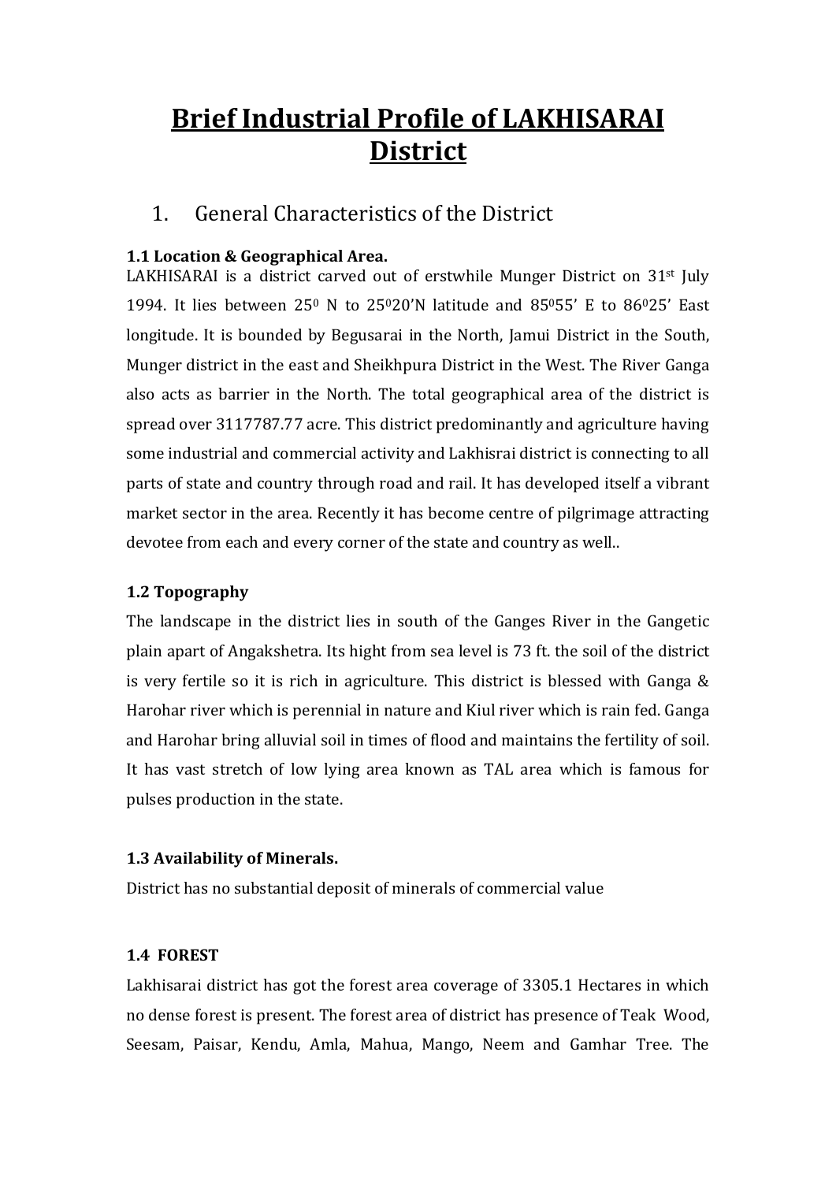# Brief Industrial Profile of LAKHISARAI District

## 1. General Characteristics of the District

**1.1 Location & Geographical Area.**

LAKHISARAI is a district carved out of erstwhile Munger District on 31st July 1994. It lies between $25^0$ N to $25^020'$N latitude and $85^055'$ E to $86^025'$ East longitude. It is bounded by Begusarai in the North, Jamui District in the South, Munger district in the east and Sheikhpura District in the West. The River Ganga also acts as barrier in the North. The total geographical area of the district is spread over 3117787.77 acre. This district predominantly and agriculture having some industrial and commercial activity and Lakhisrai district is connecting to all parts of state and country through road and rail. It has developed itself a vibrant market sector in the area. Recently it has become centre of pilgrimage attracting devotee from each and every corner of the state and country as well..

**1.2 Topography**

The landscape in the district lies in south of the Ganges River in the Gangetic plain apart of Angakshetra. Its hight from sea level is 73 ft. the soil of the district is very fertile so it is rich in agriculture. This district is blessed with Ganga & Harohar river which is perennial in nature and Kiul river which is rain fed. Ganga and Harohar bring alluvial soil in times of flood and maintains the fertility of soil. It has vast stretch of low lying area known as TAL area which is famous for pulses production in the state.

**1.3 Availability of Minerals.**

District has no substantial deposit of minerals of commercial value

**1.4 FOREST**

Lakhisarai district has got the forest area coverage of 3305.1 Hectares in which no dense forest is present. The forest area of district has presence of Teak Wood, Seesam, Paisar, Kendu, Amla, Mahua, Mango, Neem and Gamhar Tree. The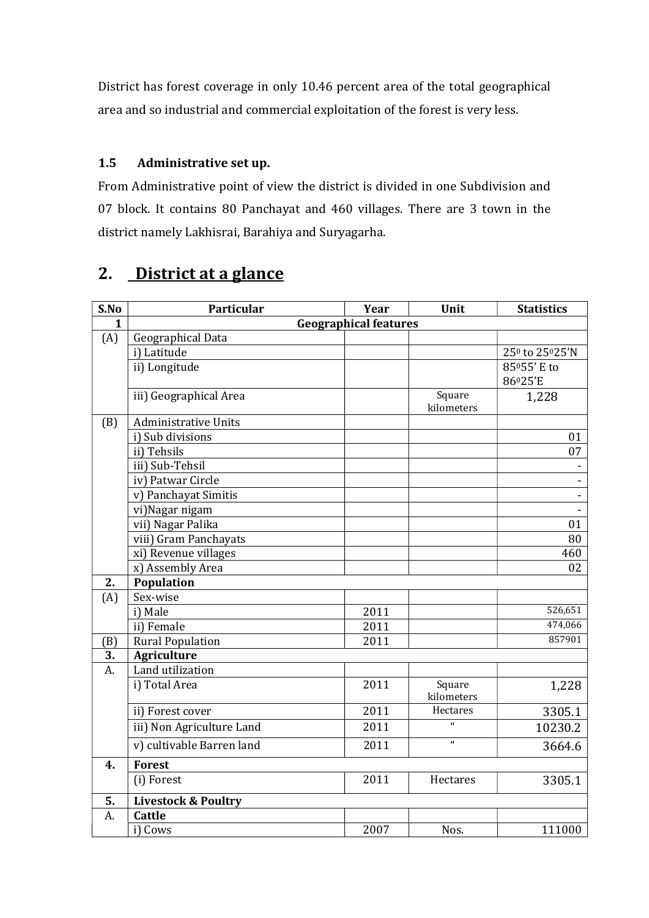District has forest coverage in only 10.46 percent area of the total geographical area and so industrial and commercial exploitation of the forest is very less.

### 1.5 Administrative set up.

From Administrative point of view the district is divided in one Subdivision and 07 block. It contains 80 Panchayat and 460 villages. There are 3 town in the district namely Lakhisrai, Barahiya and Suryagarha.

## 2. District at a glance

| S.No | Particular | Year | Unit | Statistics |
|---|---|---|---|---|
| 1 | **Geographical features** | | | |
| (A) | Geographical Data | | | |
| | i) Latitude | | | $25^0$ to $25^025'$N |
| | ii) Longitude | | | $85^055'$ E to $86^025'$E |
| | iii) Geographical Area | | Square kilometers | 1,228 |
| (B) | Administrative Units | | | |
| | i) Sub divisions | | | 01 |
| | ii) Tehsils | | | 07 |
| | iii) Sub-Tehsil | | | - |
| | iv) Patwar Circle | | | - |
| | v) Panchayat Simitis | | | - |
| | vi)Nagar nigam | | | - |
| | vii) Nagar Palika | | | 01 |
| | viii) Gram Panchayats | | | 80 |
| | xi) Revenue villages | | | 460 |
| | x) Assembly Area | | | 02 |
| 2. | **Population** | | | |
| (A) | Sex-wise | | | |
| | i) Male | 2011 | | 526,651 |
| | ii) Female | 2011 | | 474,066 |
| (B) | Rural Population | 2011 | | 857901 |
| 3. | **Agriculture** | | | |
| A. | Land utilization | | | |
| | i) Total Area | 2011 | Square kilometers | 1,228 |
| | ii) Forest cover | 2011 | Hectares | 3305.1 |
| | iii) Non Agriculture Land | 2011 | " | 10230.2 |
| | v) cultivable Barren land | 2011 | " | 3664.6 |
| 4. | **Forest** | | | |
| | (i) Forest | 2011 | Hectares | 3305.1 |
| 5. | **Livestock & Poultry** | | | |
| A. | **Cattle** | | | |
| | i) Cows | 2007 | Nos. | 111000 |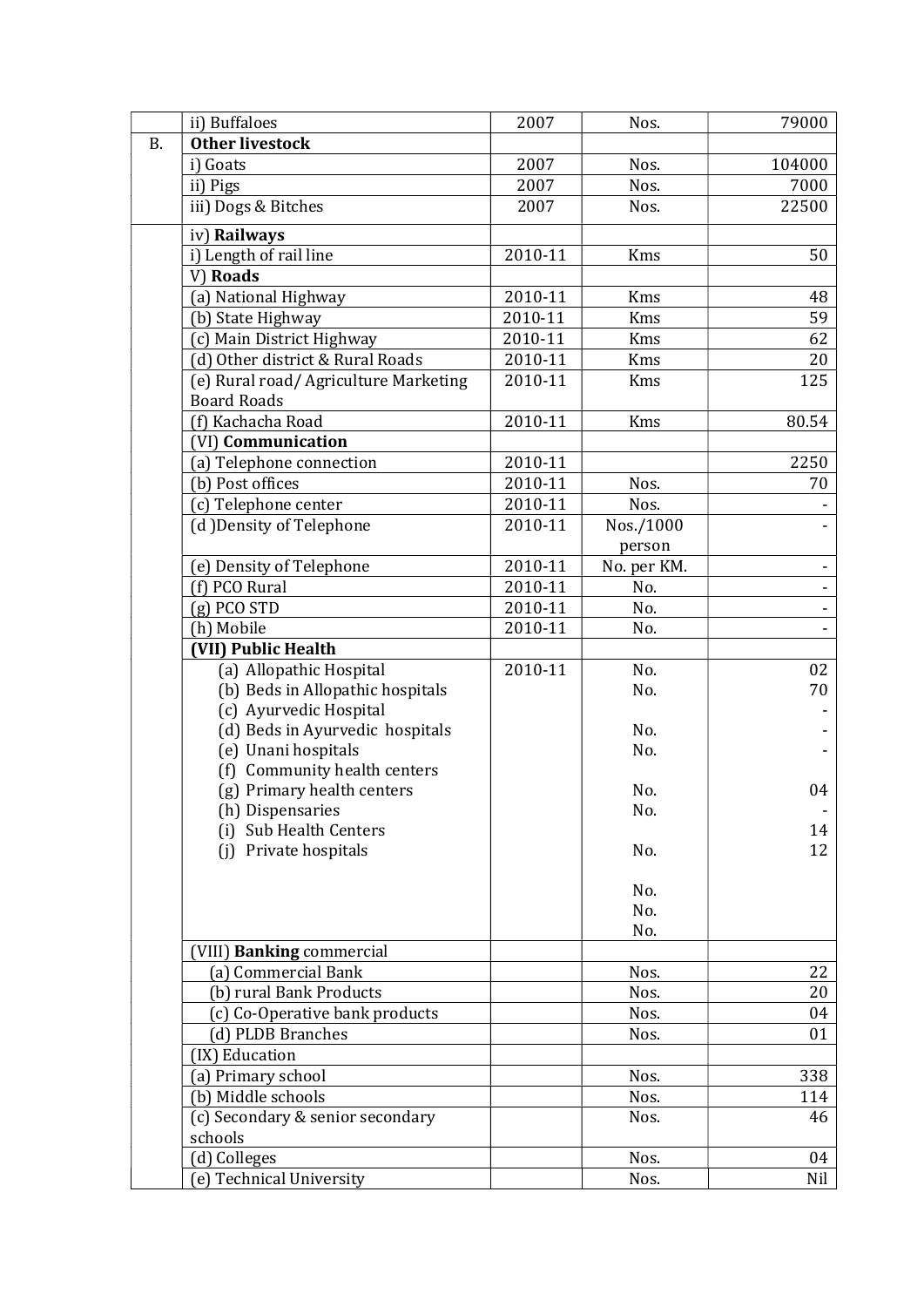| | | | | |
|---|---|---|---|---|
| | ii) Buffaloes | 2007 | Nos. | 79000 |
| B. | **Other livestock** | | | |
| | i) Goats | 2007 | Nos. | 104000 |
| | ii) Pigs | 2007 | Nos. | 7000 |
| | iii) Dogs & Bitches | 2007 | Nos. | 22500 |
| | iv) **Railways** | | | |
| | i) Length of rail line | 2010-11 | Kms | 50 |
| | V) **Roads** | | | |
| | (a) National Highway | 2010-11 | Kms | 48 |
| | (b) State Highway | 2010-11 | Kms | 59 |
| | (c) Main District Highway | 2010-11 | Kms | 62 |
| | (d) Other district & Rural Roads | 2010-11 | Kms | 20 |
| | (e) Rural road/ Agriculture Marketing Board Roads | 2010-11 | Kms | 125 |
| | (f) Kachacha Road | 2010-11 | Kms | 80.54 |
| | (VI) **Communication** | | | |
| | (a) Telephone connection | 2010-11 | | 2250 |
| | (b) Post offices | 2010-11 | Nos. | 70 |
| | (c) Telephone center | 2010-11 | Nos. | - |
| | (d )Density of Telephone | 2010-11 | Nos./1000 person | - |
| | (e) Density of Telephone | 2010-11 | No. per KM. | - |
| | (f) PCO Rural | 2010-11 | No. | - |
| | (g) PCO STD | 2010-11 | No. | - |
| | (h) Mobile | 2010-11 | No. | - |
| | **(VII) Public Health** | | | |
| | (a) Allopathic Hospital | 2010-11 | No. | 02 |
| | (b) Beds in Allopathic hospitals | | No. | 70 |
| | (c) Ayurvedic Hospital | | | - |
| | (d) Beds in Ayurvedic hospitals | | No. | - |
| | (e) Unani hospitals | | No. | - |
| | (f) Community health centers | | | |
| | (g) Primary health centers | | No. | 04 |
| | (h) Dispensaries | | No. | - |
| | (i) Sub Health Centers | | | 14 |
| | (j) Private hospitals | | No. | 12 |
| | | | No. | |
| | | | No. | |
| | | | No. | |
| | (VIII) **Banking** commercial | | | |
| | (a) Commercial Bank | | Nos. | 22 |
| | (b) rural Bank Products | | Nos. | 20 |
| | (c) Co-Operative bank products | | Nos. | 04 |
| | (d) PLDB Branches | | Nos. | 01 |
| | (IX) Education | | | |
| | (a) Primary school | | Nos. | 338 |
| | (b) Middle schools | | Nos. | 114 |
| | (c) Secondary & senior secondary schools | | Nos. | 46 |
| | (d) Colleges | | Nos. | 04 |
| | (e) Technical University | | Nos. | Nil |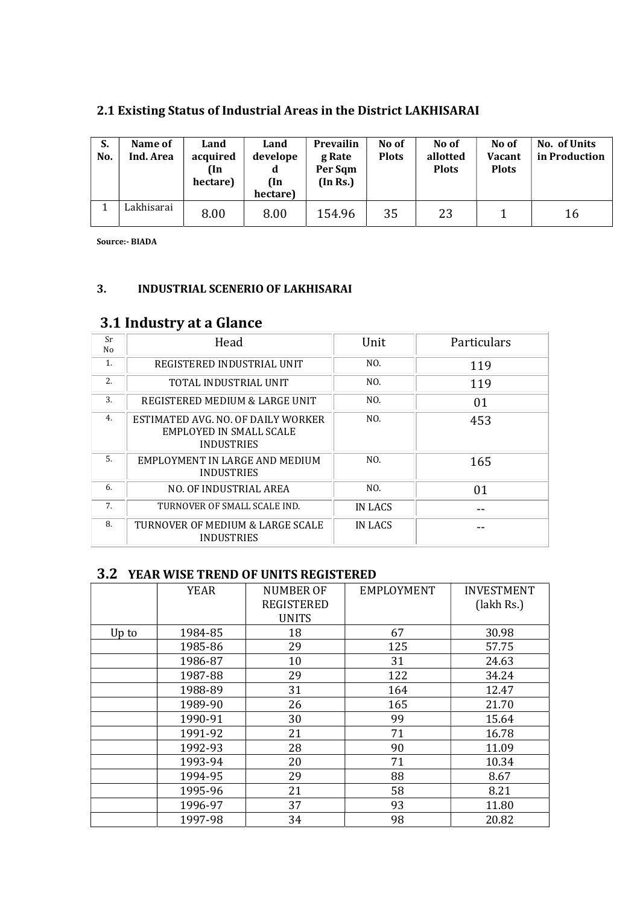## 2.1 Existing Status of Industrial Areas in the District LAKHISARAI

| S. No. | Name of Ind. Area | Land acquired (In hectare) | Land developed (In hectare) | Prevailing Rate Per Sqm (In Rs.) | No of Plots | No of allotted Plots | No of Vacant Plots | No. of Units in Production |
|---|---|---|---|---|---|---|---|---|
| 1 | Lakhisarai | 8.00 | 8.00 | 154.96 | 35 | 23 | 1 | 16 |

**Source:- BIADA**

## 3. INDUSTRIAL SCENERIO OF LAKHISARAI

## 3.1 Industry at a Glance

| Sr No | Head | Unit | Particulars |
|---|---|---|---|
| 1. | REGISTERED INDUSTRIAL UNIT | NO. | 119 |
| 2. | TOTAL INDUSTRIAL UNIT | NO. | 119 |
| 3. | REGISTERED MEDIUM & LARGE UNIT | NO. | 01 |
| 4. | ESTIMATED AVG. NO. OF DAILY WORKER EMPLOYED IN SMALL SCALE INDUSTRIES | NO. | 453 |
| 5. | EMPLOYMENT IN LARGE AND MEDIUM INDUSTRIES | NO. | 165 |
| 6. | NO. OF INDUSTRIAL AREA | NO. | 01 |
| 7. | TURNOVER OF SMALL SCALE IND. | IN LACS | -- |
| 8. | TURNOVER OF MEDIUM & LARGE SCALE INDUSTRIES | IN LACS | -- |

## 3.2 YEAR WISE TREND OF UNITS REGISTERED

| | YEAR | NUMBER OF REGISTERED UNITS | EMPLOYMENT | INVESTMENT (lakh Rs.) |
|---|---|---|---|---|
| Up to | 1984-85 | 18 | 67 | 30.98 |
| | 1985-86 | 29 | 125 | 57.75 |
| | 1986-87 | 10 | 31 | 24.63 |
| | 1987-88 | 29 | 122 | 34.24 |
| | 1988-89 | 31 | 164 | 12.47 |
| | 1989-90 | 26 | 165 | 21.70 |
| | 1990-91 | 30 | 99 | 15.64 |
| | 1991-92 | 21 | 71 | 16.78 |
| | 1992-93 | 28 | 90 | 11.09 |
| | 1993-94 | 20 | 71 | 10.34 |
| | 1994-95 | 29 | 88 | 8.67 |
| | 1995-96 | 21 | 58 | 8.21 |
| | 1996-97 | 37 | 93 | 11.80 |
| | 1997-98 | 34 | 98 | 20.82 |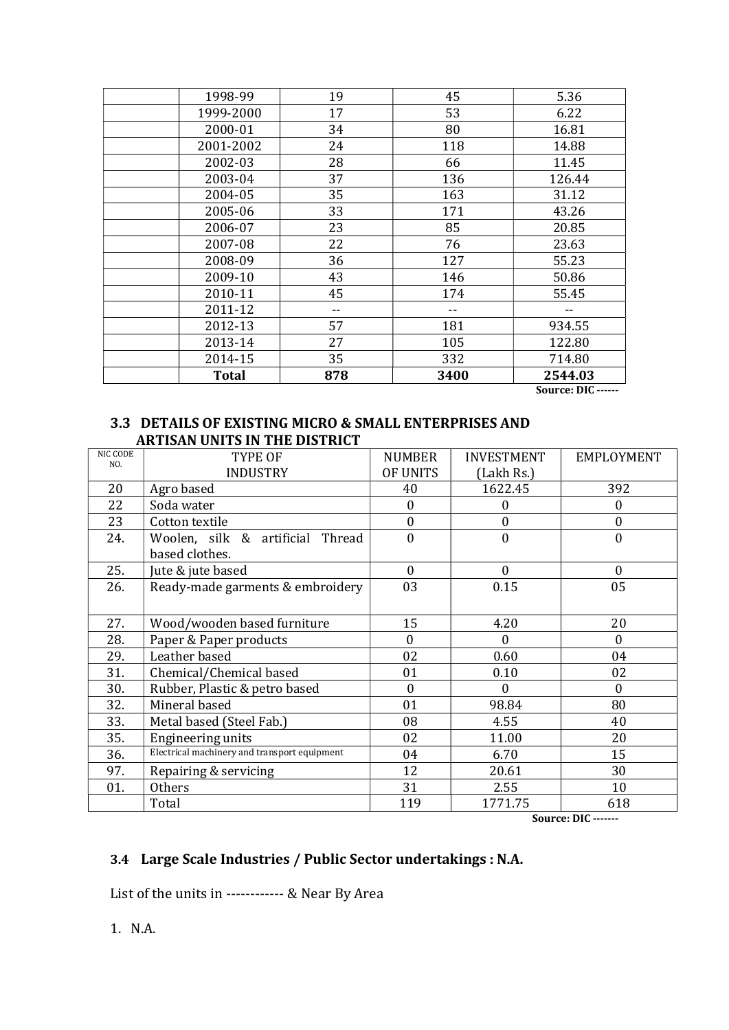| | 1998-99 | 19 | 45 | 5.36 |
|---|---|---|---|---|
| | 1999-2000 | 17 | 53 | 6.22 |
| | 2000-01 | 34 | 80 | 16.81 |
| | 2001-2002 | 24 | 118 | 14.88 |
| | 2002-03 | 28 | 66 | 11.45 |
| | 2003-04 | 37 | 136 | 126.44 |
| | 2004-05 | 35 | 163 | 31.12 |
| | 2005-06 | 33 | 171 | 43.26 |
| | 2006-07 | 23 | 85 | 20.85 |
| | 2007-08 | 22 | 76 | 23.63 |
| | 2008-09 | 36 | 127 | 55.23 |
| | 2009-10 | 43 | 146 | 50.86 |
| | 2010-11 | 45 | 174 | 55.45 |
| | 2011-12 | -- | -- | -- |
| | 2012-13 | 57 | 181 | 934.55 |
| | 2013-14 | 27 | 105 | 122.80 |
| | 2014-15 | 35 | 332 | 714.80 |
| | **Total** | **878** | **3400** | **2544.03** |

**Source: DIC ------**

### 3.3 DETAILS OF EXISTING MICRO & SMALL ENTERPRISES AND ARTISAN UNITS IN THE DISTRICT

| NIC CODE NO. | TYPE OF INDUSTRY | NUMBER OF UNITS | INVESTMENT (Lakh Rs.) | EMPLOYMENT |
|---|---|---|---|---|
| 20 | Agro based | 40 | 1622.45 | 392 |
| 22 | Soda water | 0 | 0 | 0 |
| 23 | Cotton textile | 0 | 0 | 0 |
| 24. | Woolen, silk & artificial Thread based clothes. | 0 | 0 | 0 |
| 25. | Jute & jute based | 0 | 0 | 0 |
| 26. | Ready-made garments & embroidery | 03 | 0.15 | 05 |
| 27. | Wood/wooden based furniture | 15 | 4.20 | 20 |
| 28. | Paper & Paper products | 0 | 0 | 0 |
| 29. | Leather based | 02 | 0.60 | 04 |
| 31. | Chemical/Chemical based | 01 | 0.10 | 02 |
| 30. | Rubber, Plastic & petro based | 0 | 0 | 0 |
| 32. | Mineral based | 01 | 98.84 | 80 |
| 33. | Metal based (Steel Fab.) | 08 | 4.55 | 40 |
| 35. | Engineering units | 02 | 11.00 | 20 |
| 36. | Electrical machinery and transport equipment | 04 | 6.70 | 15 |
| 97. | Repairing & servicing | 12 | 20.61 | 30 |
| 01. | Others | 31 | 2.55 | 10 |
| | Total | 119 | 1771.75 | 618 |

**Source: DIC -------**

### 3.4 Large Scale Industries / Public Sector undertakings : N.A.

List of the units in ------------ & Near By Area

1. N.A.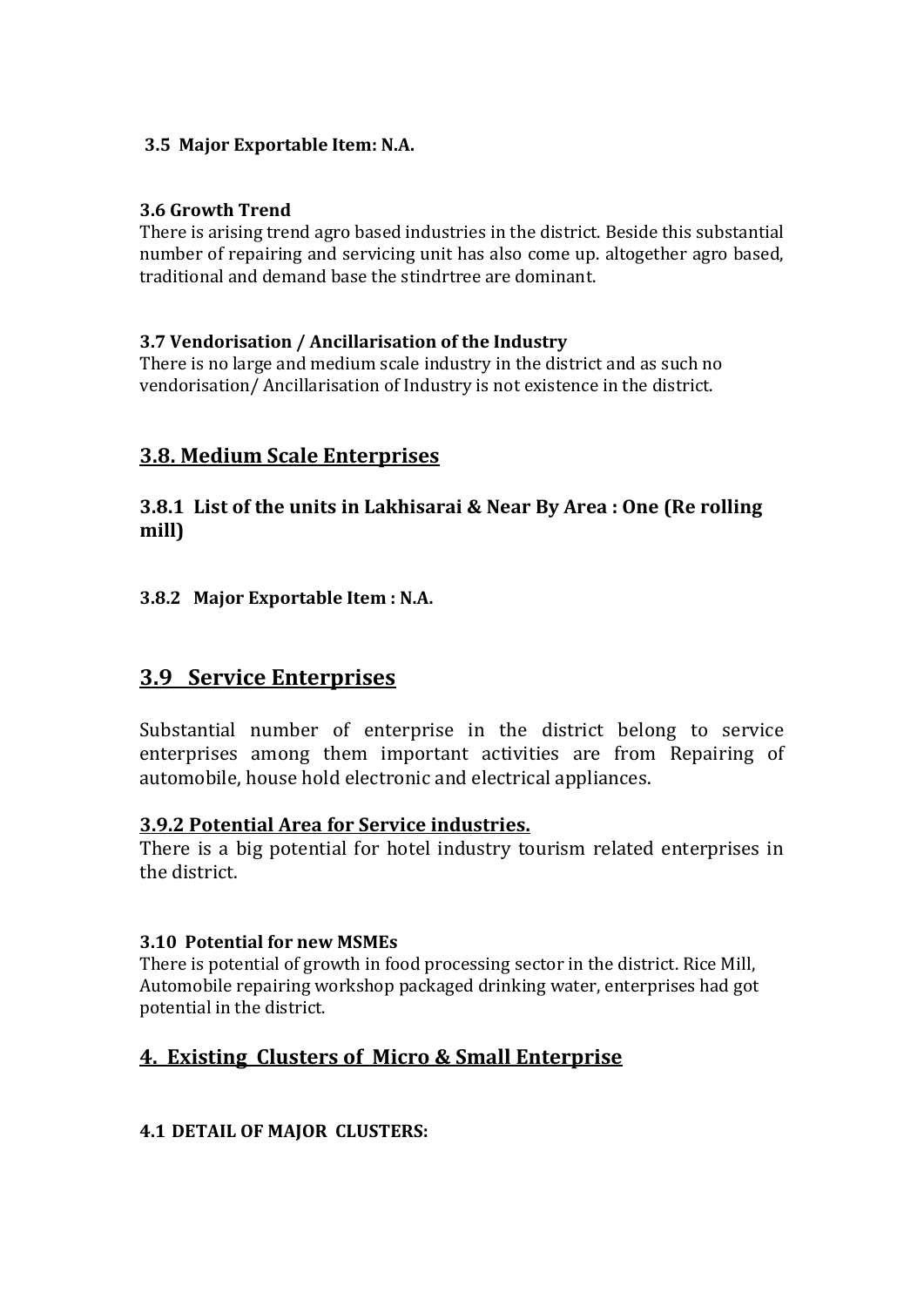**3.5 Major Exportable Item: N.A.**

**3.6 Growth Trend**

There is arising trend agro based industries in the district. Beside this substantial number of repairing and servicing unit has also come up. altogether agro based, traditional and demand base the stindrtree are dominant.

**3.7 Vendorisation / Ancillarisation of the Industry**

There is no large and medium scale industry in the district and as such no vendorisation/ Ancillarisation of Industry is not existence in the district.

## 3.8. Medium Scale Enterprises

### 3.8.1 List of the units in Lakhisarai & Near By Area : One (Re rolling mill)

**3.8.2 Major Exportable Item : N.A.**

## 3.9 Service Enterprises

Substantial number of enterprise in the district belong to service enterprises among them important activities are from Repairing of automobile, house hold electronic and electrical appliances.

### 3.9.2 Potential Area for Service industries.

There is a big potential for hotel industry tourism related enterprises in the district.

**3.10 Potential for new MSMEs**

There is potential of growth in food processing sector in the district. Rice Mill, Automobile repairing workshop packaged drinking water, enterprises had got potential in the district.

## 4. Existing Clusters of Micro & Small Enterprise

**4.1 DETAIL OF MAJOR CLUSTERS:**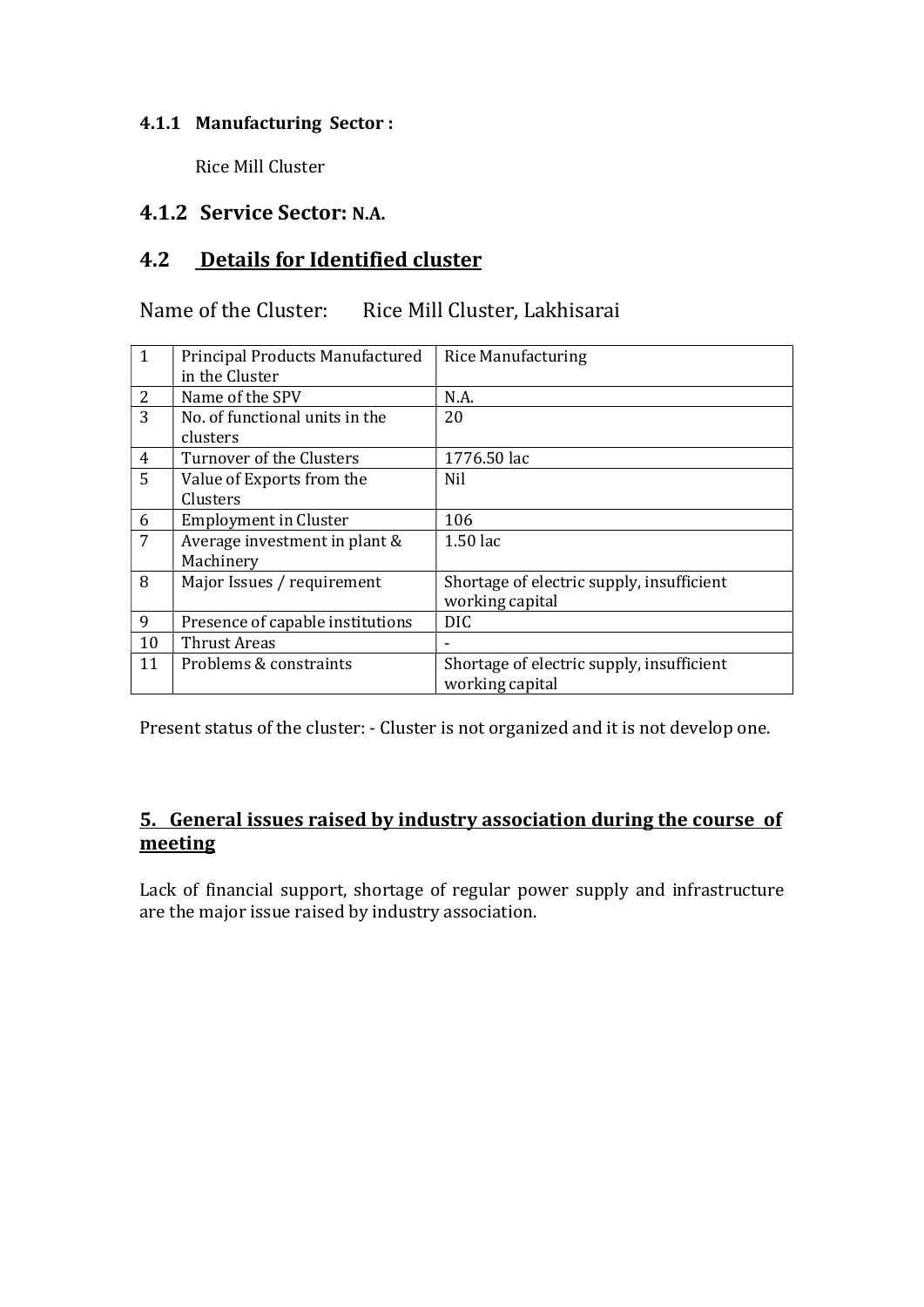#### 4.1.1 Manufacturing Sector :

Rice Mill Cluster

### 4.1.2 Service Sector: N.A.

## 4.2 Details for Identified cluster

Name of the Cluster: Rice Mill Cluster, Lakhisarai

| | | |
|---|---|---|
| 1 | Principal Products Manufactured in the Cluster | Rice Manufacturing |
| 2 | Name of the SPV | N.A. |
| 3 | No. of functional units in the clusters | 20 |
| 4 | Turnover of the Clusters | 1776.50 lac |
| 5 | Value of Exports from the Clusters | Nil |
| 6 | Employment in Cluster | 106 |
| 7 | Average investment in plant & Machinery | 1.50 lac |
| 8 | Major Issues / requirement | Shortage of electric supply, insufficient working capital |
| 9 | Presence of capable institutions | DIC |
| 10 | Thrust Areas | - |
| 11 | Problems & constraints | Shortage of electric supply, insufficient working capital |

Present status of the cluster: - Cluster is not organized and it is not develop one.

## 5. General issues raised by industry association during the course of meeting

Lack of financial support, shortage of regular power supply and infrastructure are the major issue raised by industry association.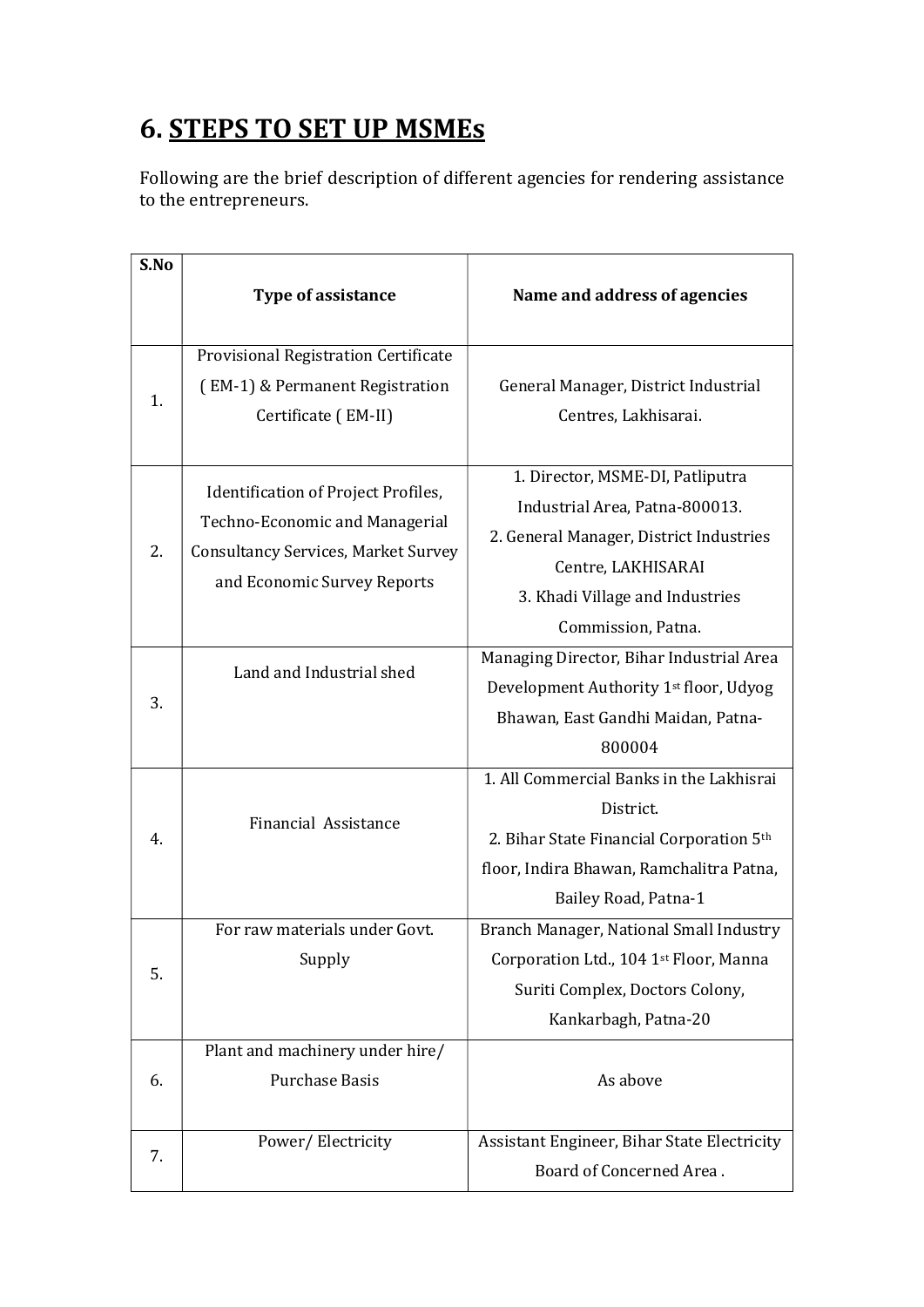# 6. STEPS TO SET UP MSMEs

Following are the brief description of different agencies for rendering assistance to the entrepreneurs.

| S.No | Type of assistance | Name and address of agencies |
|---|---|---|
| 1. | Provisional Registration Certificate ( EM-1) & Permanent Registration Certificate ( EM-II) | General Manager, District Industrial Centres, Lakhisarai. |
| 2. | Identification of Project Profiles, Techno-Economic and Managerial Consultancy Services, Market Survey and Economic Survey Reports | 1. Director, MSME-DI, Patliputra Industrial Area, Patna-800013.<br>2. General Manager, District Industries Centre, LAKHISARAI<br>3. Khadi Village and Industries Commission, Patna. |
| 3. | Land and Industrial shed | Managing Director, Bihar Industrial Area Development Authority 1st floor, Udyog Bhawan, East Gandhi Maidan, Patna-800004 |
| 4. | Financial Assistance | 1. All Commercial Banks in the Lakhisrai District.<br>2. Bihar State Financial Corporation 5th floor, Indira Bhawan, Ramchalitra Patna, Bailey Road, Patna-1 |
| 5. | For raw materials under Govt. Supply | Branch Manager, National Small Industry Corporation Ltd., 104 1st Floor, Manna Suriti Complex, Doctors Colony, Kankarbagh, Patna-20 |
| 6. | Plant and machinery under hire/ Purchase Basis | As above |
| 7. | Power/ Electricity | Assistant Engineer, Bihar State Electricity Board of Concerned Area . |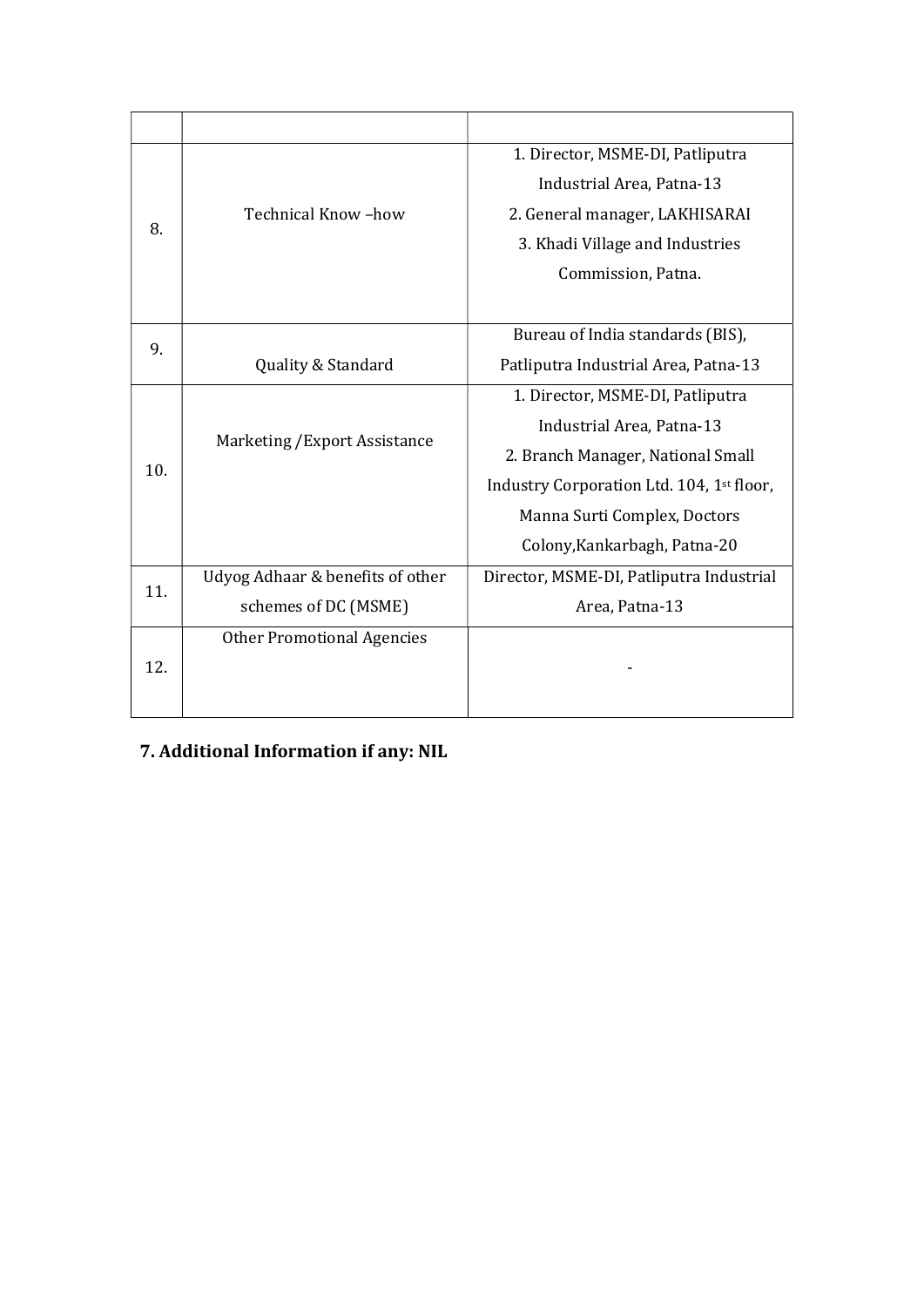| | | |
|---|---|---|
| | | |
| 8. | Technical Know –how | 1. Director, MSME-DI, Patliputra Industrial Area, Patna-13<br>2. General manager, LAKHISARAI<br>3. Khadi Village and Industries Commission, Patna. |
| 9. | Quality & Standard | Bureau of India standards (BIS), Patliputra Industrial Area, Patna-13 |
| 10. | Marketing /Export Assistance | 1. Director, MSME-DI, Patliputra Industrial Area, Patna-13<br>2. Branch Manager, National Small Industry Corporation Ltd. 104, 1st floor, Manna Surti Complex, Doctors Colony,Kankarbagh, Patna-20 |
| 11. | Udyog Adhaar & benefits of other schemes of DC (MSME) | Director, MSME-DI, Patliputra Industrial Area, Patna-13 |
| 12. | Other Promotional Agencies | - |

**7. Additional Information if any: NIL**